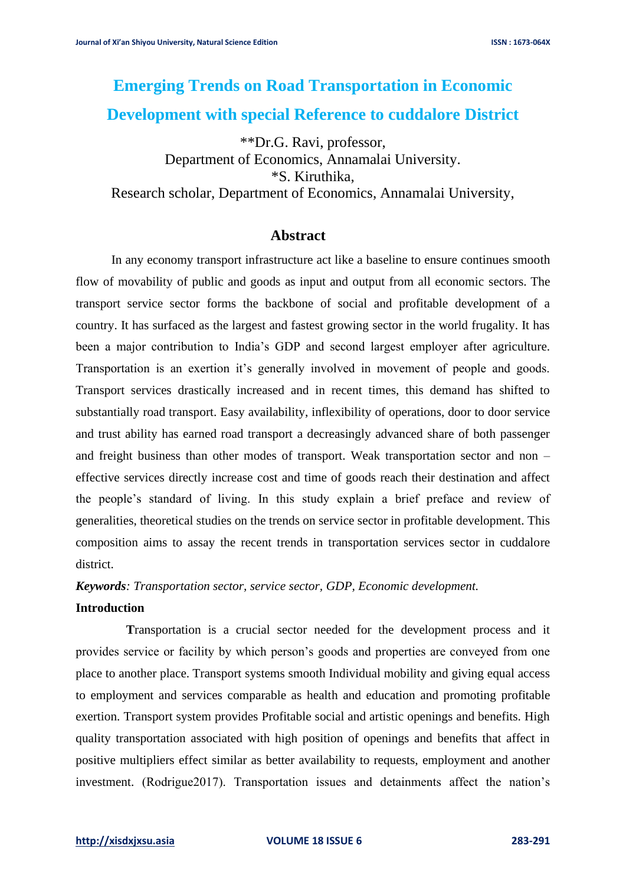# Emerging Trends on Road Transportation in Economic Development with special Reference to cuddalore District

**Dr.G. Ravi, professor,
Department of Economics, Annamalai University.
*S. Kiruthika,
Research scholar, Department of Economics, Annamalai University,

## Abstract

In any economy transport infrastructure act like a baseline to ensure continues smooth flow of movability of public and goods as input and output from all economic sectors. The transport service sector forms the backbone of social and profitable development of a country. It has surfaced as the largest and fastest growing sector in the world frugality. It has been a major contribution to India's GDP and second largest employer after agriculture. Transportation is an exertion it's generally involved in movement of people and goods. Transport services drastically increased and in recent times, this demand has shifted to substantially road transport. Easy availability, inflexibility of operations, door to door service and trust ability has earned road transport a decreasingly advanced share of both passenger and freight business than other modes of transport. Weak transportation sector and non – effective services directly increase cost and time of goods reach their destination and affect the people's standard of living. In this study explain a brief preface and review of generalities, theoretical studies on the trends on service sector in profitable development. This composition aims to assay the recent trends in transportation services sector in cuddalore district.

***Keywords**: Transportation sector, service sector, GDP, Economic development.*

**Introduction**

**T**ransportation is a crucial sector needed for the development process and it provides service or facility by which person's goods and properties are conveyed from one place to another place. Transport systems smooth Individual mobility and giving equal access to employment and services comparable as health and education and promoting profitable exertion. Transport system provides Profitable social and artistic openings and benefits. High quality transportation associated with high position of openings and benefits that affect in positive multipliers effect similar as better availability to requests, employment and another investment. (Rodrigue2017). Transportation issues and detainments affect the nation's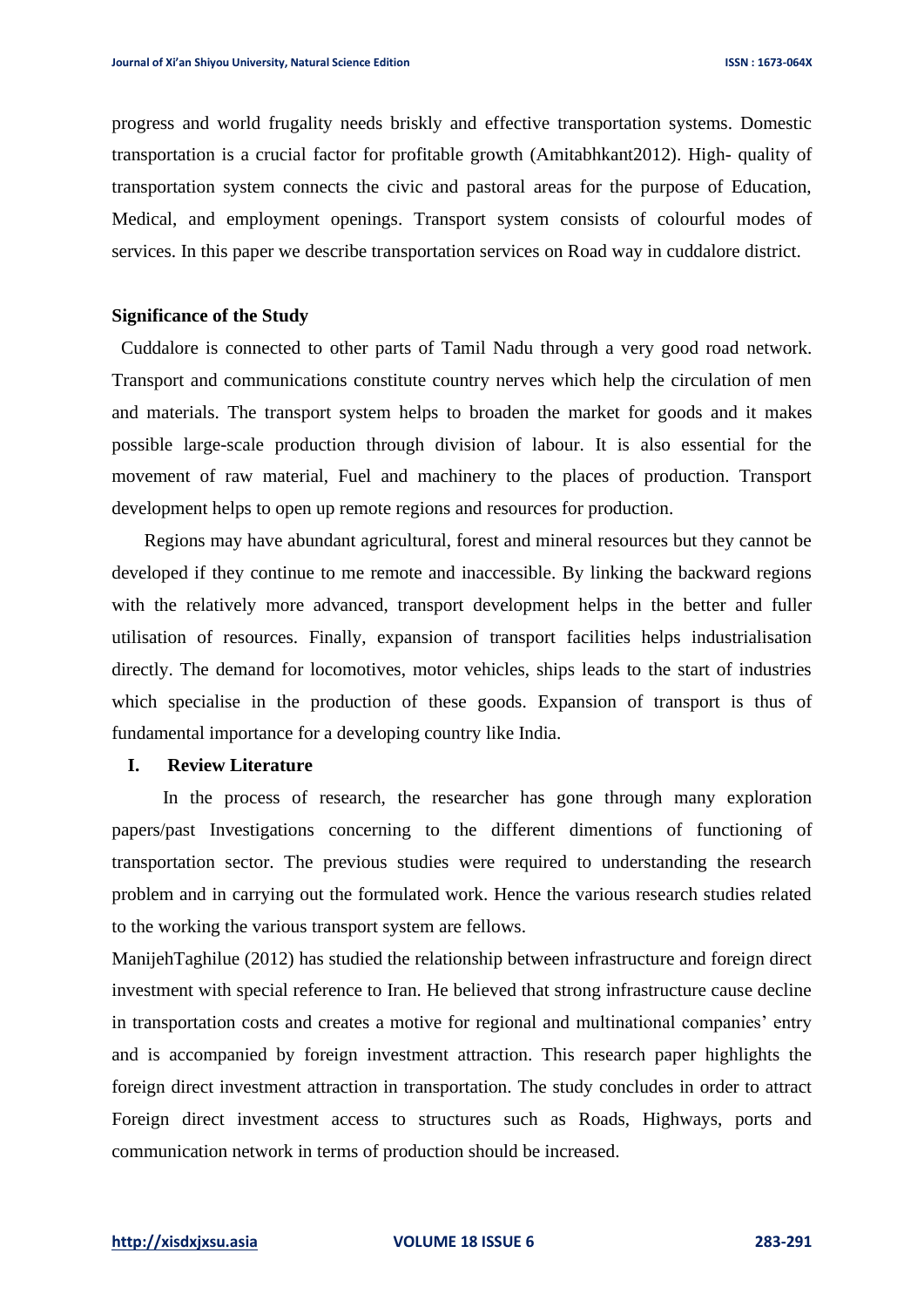progress and world frugality needs briskly and effective transportation systems. Domestic transportation is a crucial factor for profitable growth (Amitabhkant2012). High- quality of transportation system connects the civic and pastoral areas for the purpose of Education, Medical, and employment openings. Transport system consists of colourful modes of services. In this paper we describe transportation services on Road way in cuddalore district.

**Significance of the Study**

Cuddalore is connected to other parts of Tamil Nadu through a very good road network. Transport and communications constitute country nerves which help the circulation of men and materials. The transport system helps to broaden the market for goods and it makes possible large-scale production through division of labour. It is also essential for the movement of raw material, Fuel and machinery to the places of production. Transport development helps to open up remote regions and resources for production.

Regions may have abundant agricultural, forest and mineral resources but they cannot be developed if they continue to me remote and inaccessible. By linking the backward regions with the relatively more advanced, transport development helps in the better and fuller utilisation of resources. Finally, expansion of transport facilities helps industrialisation directly. The demand for locomotives, motor vehicles, ships leads to the start of industries which specialise in the production of these goods. Expansion of transport is thus of fundamental importance for a developing country like India.

## I. Review Literature

In the process of research, the researcher has gone through many exploration papers/past Investigations concerning to the different dimentions of functioning of transportation sector. The previous studies were required to understanding the research problem and in carrying out the formulated work. Hence the various research studies related to the working the various transport system are fellows.

ManijehTaghilue (2012) has studied the relationship between infrastructure and foreign direct investment with special reference to Iran. He believed that strong infrastructure cause decline in transportation costs and creates a motive for regional and multinational companies' entry and is accompanied by foreign investment attraction. This research paper highlights the foreign direct investment attraction in transportation. The study concludes in order to attract Foreign direct investment access to structures such as Roads, Highways, ports and communication network in terms of production should be increased.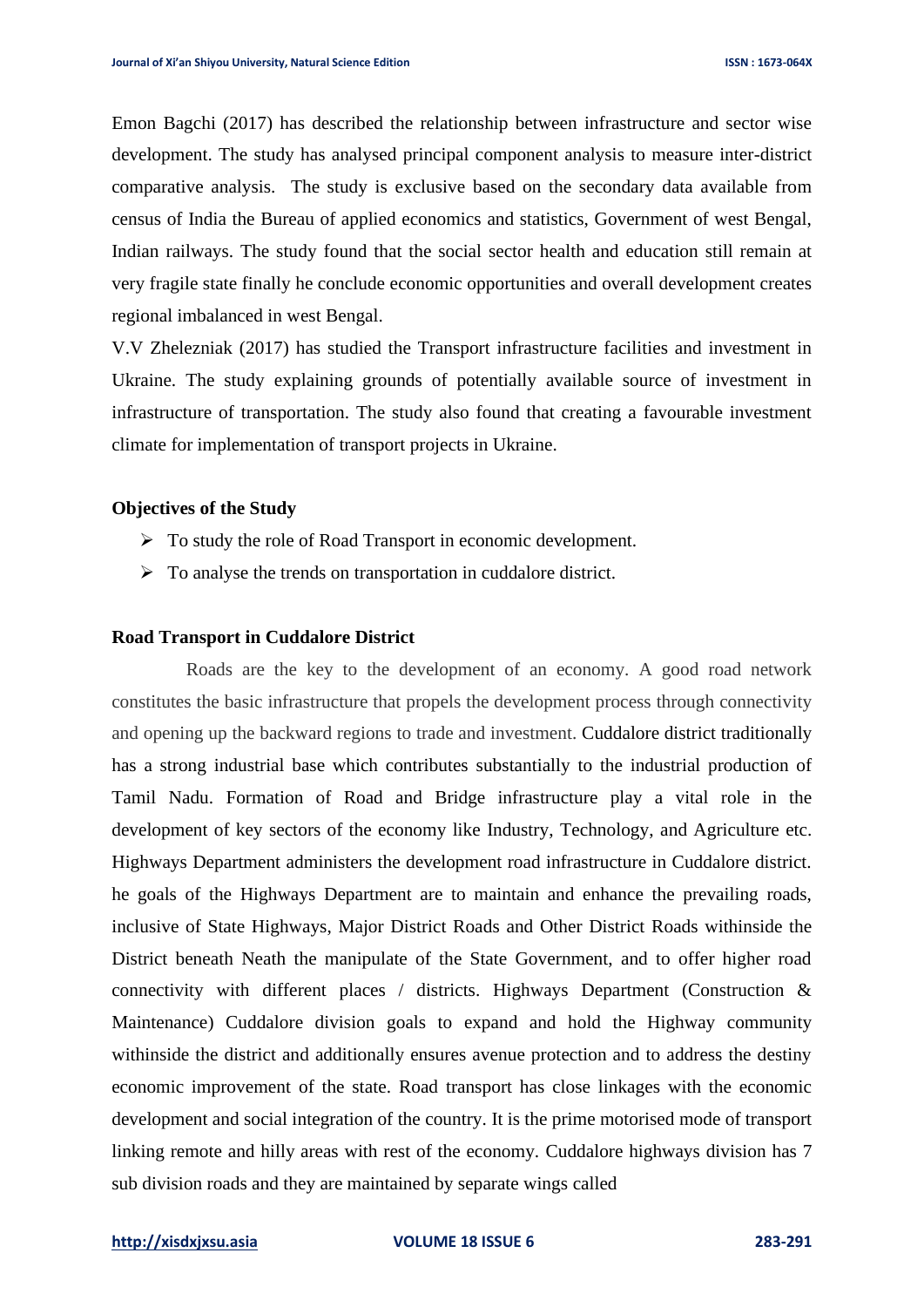Emon Bagchi (2017) has described the relationship between infrastructure and sector wise development. The study has analysed principal component analysis to measure inter-district comparative analysis. The study is exclusive based on the secondary data available from census of India the Bureau of applied economics and statistics, Government of west Bengal, Indian railways. The study found that the social sector health and education still remain at very fragile state finally he conclude economic opportunities and overall development creates regional imbalanced in west Bengal.

V.V Zhelezniak (2017) has studied the Transport infrastructure facilities and investment in Ukraine. The study explaining grounds of potentially available source of investment in infrastructure of transportation. The study also found that creating a favourable investment climate for implementation of transport projects in Ukraine.

**Objectives of the Study**

- To study the role of Road Transport in economic development.
- To analyse the trends on transportation in cuddalore district.

**Road Transport in Cuddalore District**

Roads are the key to the development of an economy. A good road network constitutes the basic infrastructure that propels the development process through connectivity and opening up the backward regions to trade and investment. Cuddalore district traditionally has a strong industrial base which contributes substantially to the industrial production of Tamil Nadu. Formation of Road and Bridge infrastructure play a vital role in the development of key sectors of the economy like Industry, Technology, and Agriculture etc. Highways Department administers the development road infrastructure in Cuddalore district. he goals of the Highways Department are to maintain and enhance the prevailing roads, inclusive of State Highways, Major District Roads and Other District Roads withinside the District beneath Neath the manipulate of the State Government, and to offer higher road connectivity with different places / districts. Highways Department (Construction & Maintenance) Cuddalore division goals to expand and hold the Highway community withinside the district and additionally ensures avenue protection and to address the destiny economic improvement of the state. Road transport has close linkages with the economic development and social integration of the country. It is the prime motorised mode of transport linking remote and hilly areas with rest of the economy. Cuddalore highways division has 7 sub division roads and they are maintained by separate wings called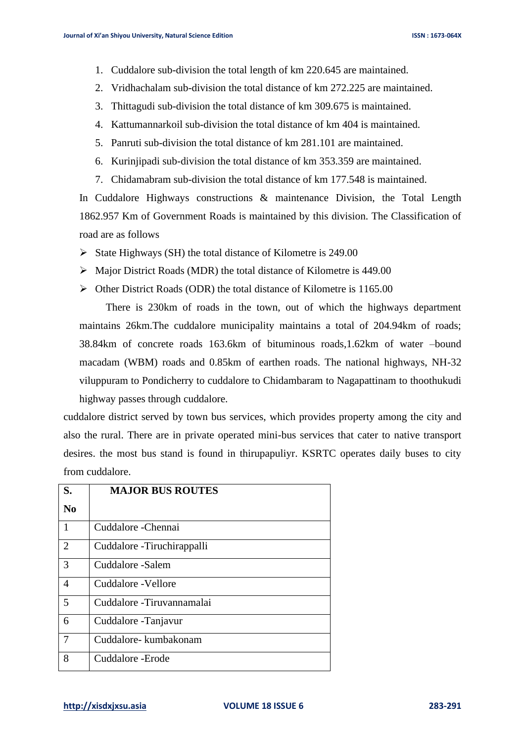1. Cuddalore sub-division the total length of km 220.645 are maintained.
2. Vridhachalam sub-division the total distance of km 272.225 are maintained.
3. Thittagudi sub-division the total distance of km 309.675 is maintained.
4. Kattumannarkoil sub-division the total distance of km 404 is maintained.
5. Panruti sub-division the total distance of km 281.101 are maintained.
6. Kurinjipadi sub-division the total distance of km 353.359 are maintained.
7. Chidamabram sub-division the total distance of km 177.548 is maintained.

In Cuddalore Highways constructions & maintenance Division, the Total Length 1862.957 Km of Government Roads is maintained by this division. The Classification of road are as follows

- State Highways (SH) the total distance of Kilometre is 249.00
- Major District Roads (MDR) the total distance of Kilometre is 449.00
- Other District Roads (ODR) the total distance of Kilometre is 1165.00

There is 230km of roads in the town, out of which the highways department maintains 26km.The cuddalore municipality maintains a total of 204.94km of roads; 38.84km of concrete roads 163.6km of bituminous roads,1.62km of water –bound macadam (WBM) roads and 0.85km of earthen roads. The national highways, NH-32 viluppuram to Pondicherry to cuddalore to Chidambaram to Nagapattinam to thoothukudi highway passes through cuddalore.

cuddalore district served by town bus services, which provides property among the city and also the rural. There are in private operated mini-bus services that cater to native transport desires. the most bus stand is found in thirupapuliyr. KSRTC operates daily buses to city from cuddalore.

| S. No | MAJOR BUS ROUTES |
|---|---|
| 1 | Cuddalore -Chennai |
| 2 | Cuddalore -Tiruchirappalli |
| 3 | Cuddalore -Salem |
| 4 | Cuddalore -Vellore |
| 5 | Cuddalore -Tiruvannamalai |
| 6 | Cuddalore -Tanjavur |
| 7 | Cuddalore- kumbakonam |
| 8 | Cuddalore -Erode |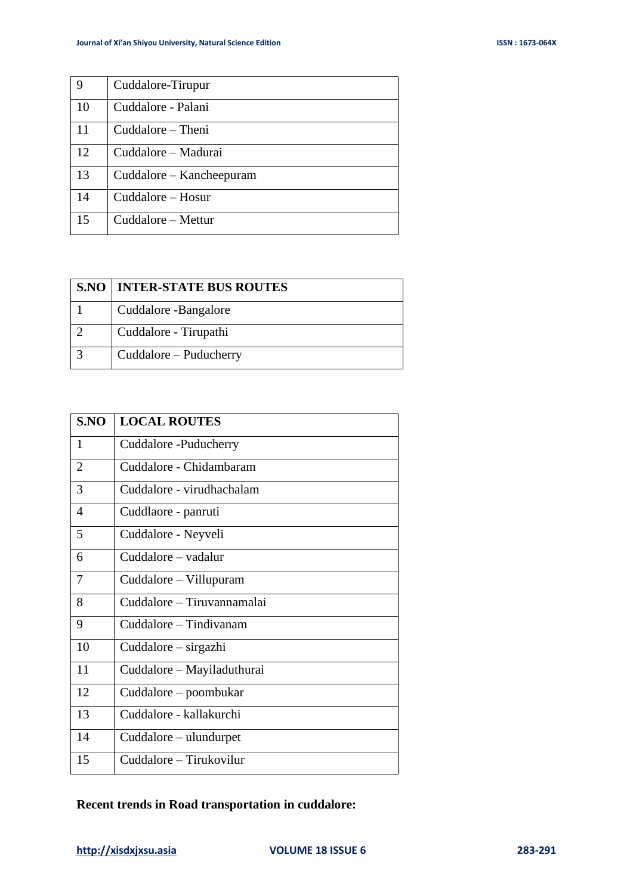| | |
|---|---|
| 9 | Cuddalore-Tirupur |
| 10 | Cuddalore - Palani |
| 11 | Cuddalore – Theni |
| 12 | Cuddalore – Madurai |
| 13 | Cuddalore – Kancheepuram |
| 14 | Cuddalore – Hosur |
| 15 | Cuddalore – Mettur |

| S.NO | INTER-STATE BUS ROUTES |
|---|---|
| 1 | Cuddalore -Bangalore |
| 2 | Cuddalore - Tirupathi |
| 3 | Cuddalore – Puducherry |

| S.NO | LOCAL ROUTES |
|---|---|
| 1 | Cuddalore -Puducherry |
| 2 | Cuddalore - Chidambaram |
| 3 | Cuddalore - virudhachalam |
| 4 | Cuddlaore - panruti |
| 5 | Cuddalore - Neyveli |
| 6 | Cuddalore – vadalur |
| 7 | Cuddalore – Villupuram |
| 8 | Cuddalore – Tiruvannamalai |
| 9 | Cuddalore – Tindivanam |
| 10 | Cuddalore – sirgazhi |
| 11 | Cuddalore – Mayiladuthurai |
| 12 | Cuddalore – poombukar |
| 13 | Cuddalore - kallakurchi |
| 14 | Cuddalore – ulundurpet |
| 15 | Cuddalore – Tirukovilur |

**Recent trends in Road transportation in cuddalore:**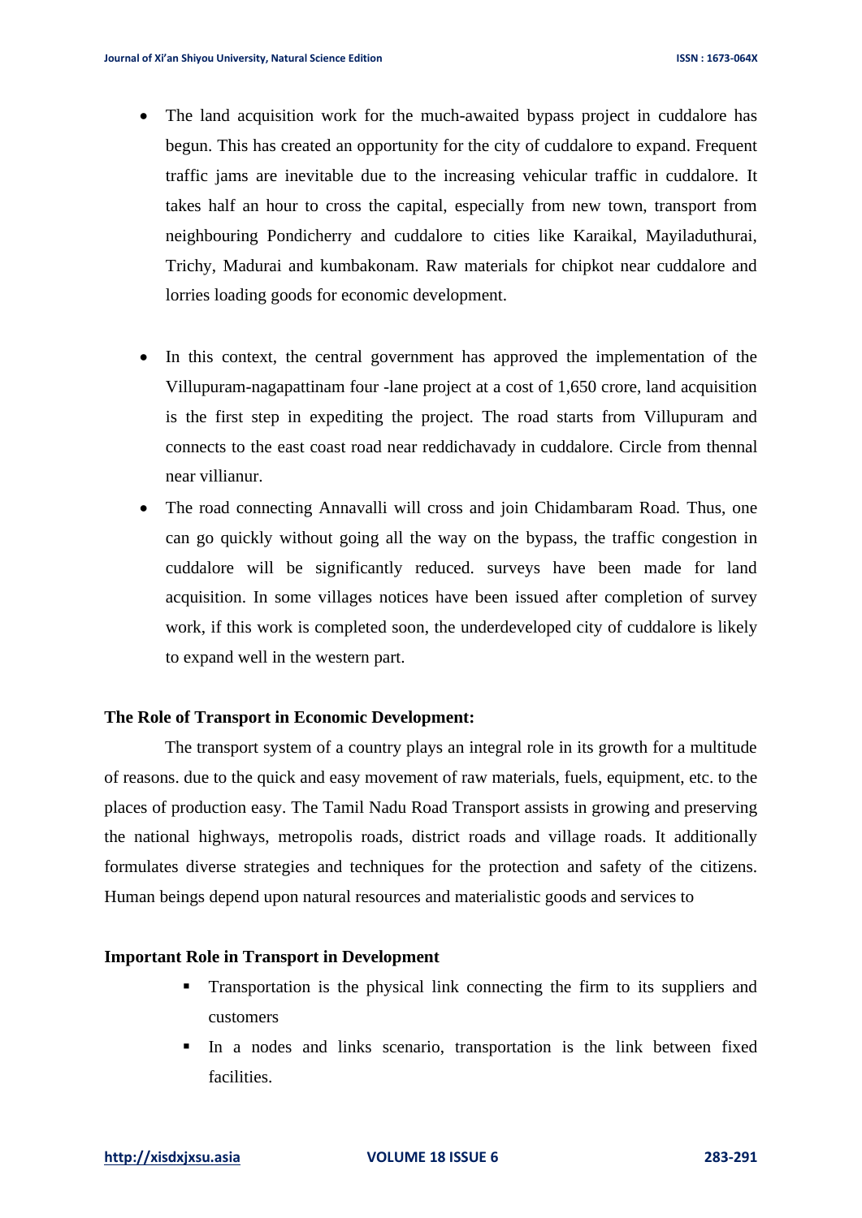- The land acquisition work for the much-awaited bypass project in cuddalore has begun. This has created an opportunity for the city of cuddalore to expand. Frequent traffic jams are inevitable due to the increasing vehicular traffic in cuddalore. It takes half an hour to cross the capital, especially from new town, transport from neighbouring Pondicherry and cuddalore to cities like Karaikal, Mayiladuthurai, Trichy, Madurai and kumbakonam. Raw materials for chipkot near cuddalore and lorries loading goods for economic development.

- In this context, the central government has approved the implementation of the Villupuram-nagapattinam four -lane project at a cost of 1,650 crore, land acquisition is the first step in expediting the project. The road starts from Villupuram and connects to the east coast road near reddichavady in cuddalore. Circle from thennal near villianur.
- The road connecting Annavalli will cross and join Chidambaram Road. Thus, one can go quickly without going all the way on the bypass, the traffic congestion in cuddalore will be significantly reduced. surveys have been made for land acquisition. In some villages notices have been issued after completion of survey work, if this work is completed soon, the underdeveloped city of cuddalore is likely to expand well in the western part.

**The Role of Transport in Economic Development:**

The transport system of a country plays an integral role in its growth for a multitude of reasons. due to the quick and easy movement of raw materials, fuels, equipment, etc. to the places of production easy. The Tamil Nadu Road Transport assists in growing and preserving the national highways, metropolis roads, district roads and village roads. It additionally formulates diverse strategies and techniques for the protection and safety of the citizens. Human beings depend upon natural resources and materialistic goods and services to

**Important Role in Transport in Development**

- Transportation is the physical link connecting the firm to its suppliers and customers
- In a nodes and links scenario, transportation is the link between fixed facilities.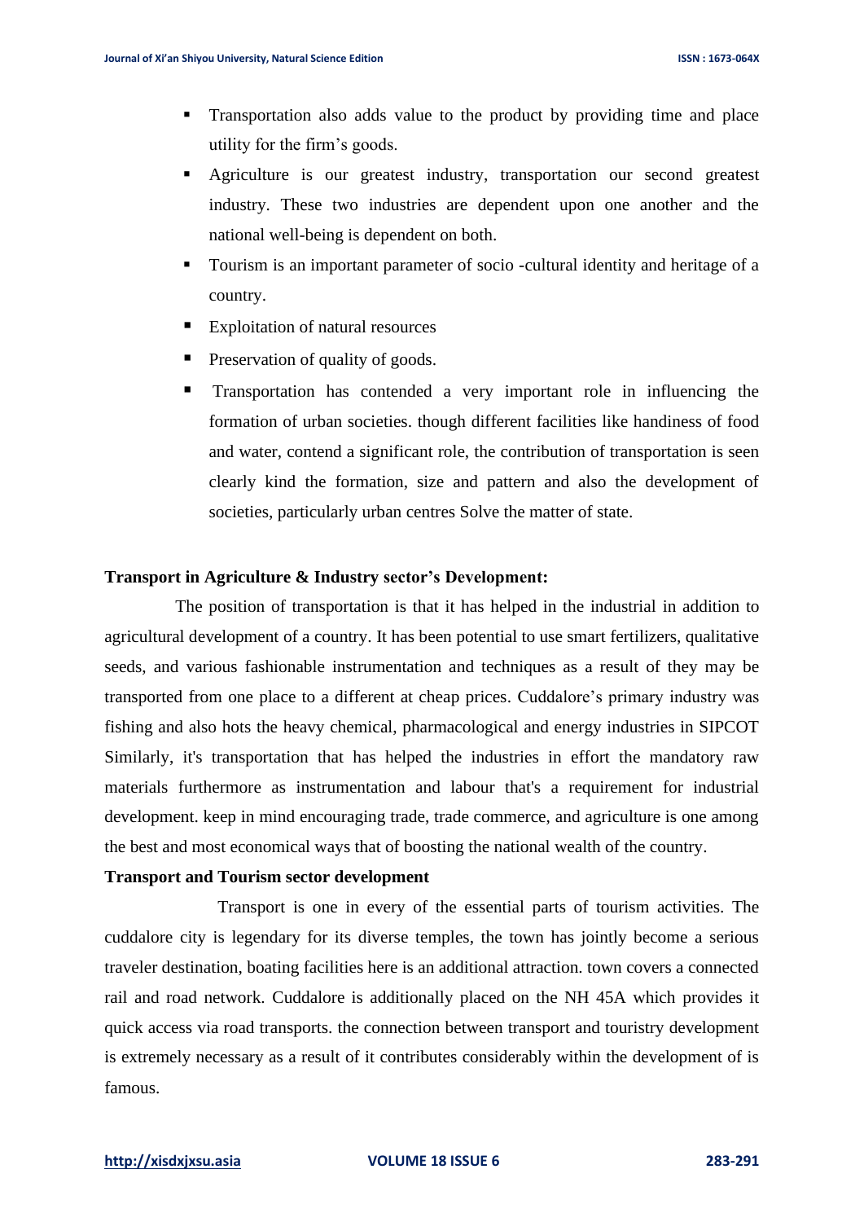- Transportation also adds value to the product by providing time and place utility for the firm's goods.
- Agriculture is our greatest industry, transportation our second greatest industry. These two industries are dependent upon one another and the national well-being is dependent on both.
- Tourism is an important parameter of socio -cultural identity and heritage of a country.
- Exploitation of natural resources
- Preservation of quality of goods.
- Transportation has contended a very important role in influencing the formation of urban societies. though different facilities like handiness of food and water, contend a significant role, the contribution of transportation is seen clearly kind the formation, size and pattern and also the development of societies, particularly urban centres Solve the matter of state.

**Transport in Agriculture & Industry sector's Development:**

The position of transportation is that it has helped in the industrial in addition to agricultural development of a country. It has been potential to use smart fertilizers, qualitative seeds, and various fashionable instrumentation and techniques as a result of they may be transported from one place to a different at cheap prices. Cuddalore's primary industry was fishing and also hots the heavy chemical, pharmacological and energy industries in SIPCOT Similarly, it's transportation that has helped the industries in effort the mandatory raw materials furthermore as instrumentation and labour that's a requirement for industrial development. keep in mind encouraging trade, trade commerce, and agriculture is one among the best and most economical ways that of boosting the national wealth of the country.

**Transport and Tourism sector development**

Transport is one in every of the essential parts of tourism activities. The cuddalore city is legendary for its diverse temples, the town has jointly become a serious traveler destination, boating facilities here is an additional attraction. town covers a connected rail and road network. Cuddalore is additionally placed on the NH 45A which provides it quick access via road transports. the connection between transport and touristry development is extremely necessary as a result of it contributes considerably within the development of is famous.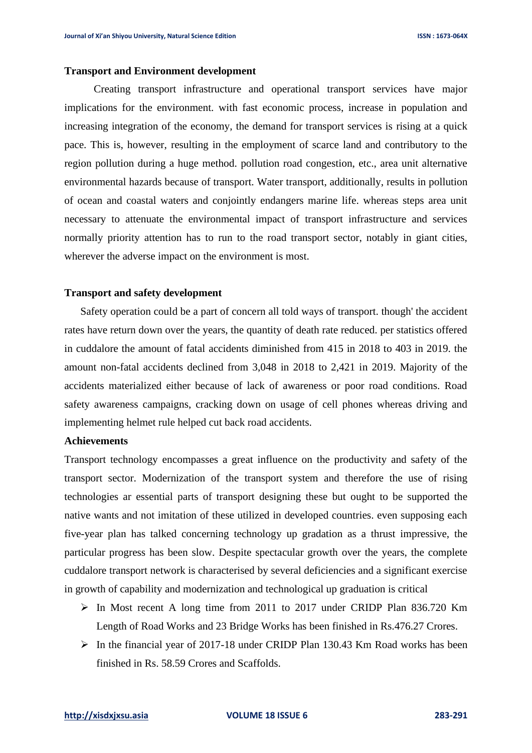**Transport and Environment development**

Creating transport infrastructure and operational transport services have major implications for the environment. with fast economic process, increase in population and increasing integration of the economy, the demand for transport services is rising at a quick pace. This is, however, resulting in the employment of scarce land and contributory to the region pollution during a huge method. pollution road congestion, etc., area unit alternative environmental hazards because of transport. Water transport, additionally, results in pollution of ocean and coastal waters and conjointly endangers marine life. whereas steps area unit necessary to attenuate the environmental impact of transport infrastructure and services normally priority attention has to run to the road transport sector, notably in giant cities, wherever the adverse impact on the environment is most.

**Transport and safety development**

Safety operation could be a part of concern all told ways of transport. though' the accident rates have return down over the years, the quantity of death rate reduced. per statistics offered in cuddalore the amount of fatal accidents diminished from 415 in 2018 to 403 in 2019. the amount non-fatal accidents declined from 3,048 in 2018 to 2,421 in 2019. Majority of the accidents materialized either because of lack of awareness or poor road conditions. Road safety awareness campaigns, cracking down on usage of cell phones whereas driving and implementing helmet rule helped cut back road accidents.

**Achievements**

Transport technology encompasses a great influence on the productivity and safety of the transport sector. Modernization of the transport system and therefore the use of rising technologies ar essential parts of transport designing these but ought to be supported the native wants and not imitation of these utilized in developed countries. even supposing each five-year plan has talked concerning technology up gradation as a thrust impressive, the particular progress has been slow. Despite spectacular growth over the years, the complete cuddalore transport network is characterised by several deficiencies and a significant exercise in growth of capability and modernization and technological up graduation is critical

- In Most recent A long time from 2011 to 2017 under CRIDP Plan 836.720 Km Length of Road Works and 23 Bridge Works has been finished in Rs.476.27 Crores.
- In the financial year of 2017-18 under CRIDP Plan 130.43 Km Road works has been finished in Rs. 58.59 Crores and Scaffolds.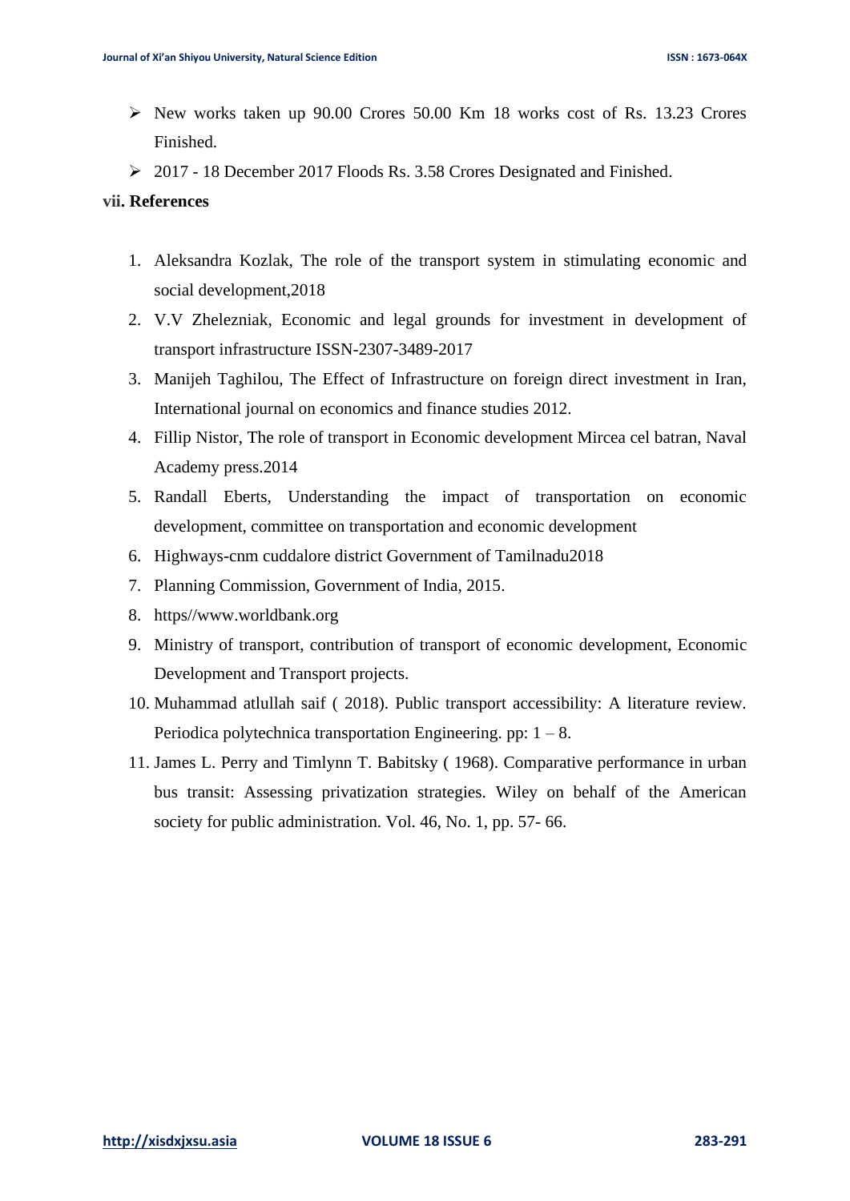- New works taken up 90.00 Crores 50.00 Km 18 works cost of Rs. 13.23 Crores Finished.
- 2017 - 18 December 2017 Floods Rs. 3.58 Crores Designated and Finished.

**vii. References**

1. Aleksandra Kozlak, The role of the transport system in stimulating economic and social development,2018
2. V.V Zhelezniak, Economic and legal grounds for investment in development of transport infrastructure ISSN-2307-3489-2017
3. Manijeh Taghilou, The Effect of Infrastructure on foreign direct investment in Iran, International journal on economics and finance studies 2012.
4. Fillip Nistor, The role of transport in Economic development Mircea cel batran, Naval Academy press.2014
5. Randall Eberts, Understanding the impact of transportation on economic development, committee on transportation and economic development
6. Highways-cnm cuddalore district Government of Tamilnadu2018
7. Planning Commission, Government of India, 2015.
8. https//www.worldbank.org
9. Ministry of transport, contribution of transport of economic development, Economic Development and Transport projects.
10. Muhammad atlullah saif ( 2018). Public transport accessibility: A literature review. Periodica polytechnica transportation Engineering. pp: 1 – 8.
11. James L. Perry and Timlynn T. Babitsky ( 1968). Comparative performance in urban bus transit: Assessing privatization strategies. Wiley on behalf of the American society for public administration. Vol. 46, No. 1, pp. 57- 66.